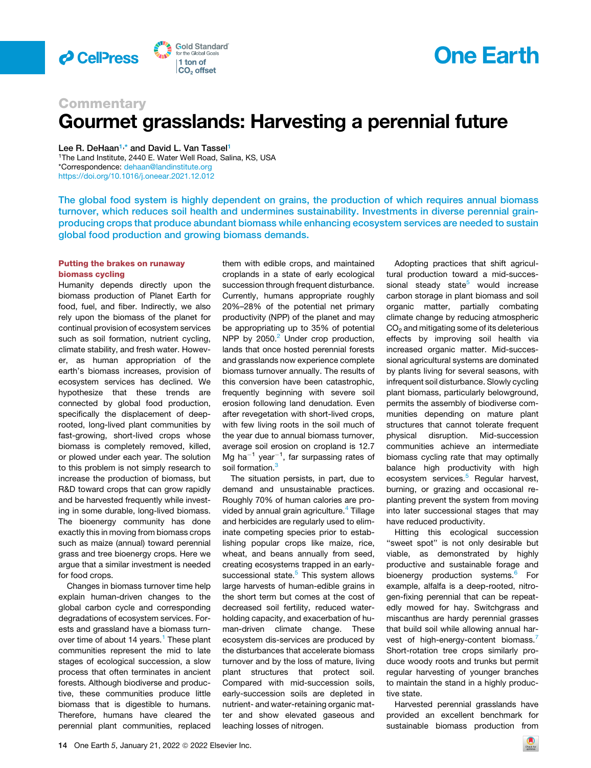Commentary

# Gourmet grasslands: Harvesting a perennial future

Lee R. DeHaan[1,*] and David L. Van Tassel[1]

[1]The Land Institute, 2440 E. Water Well Road, Salina, KS, USA

*Correspondence: dehaan@landinstitute.org

https://doi.org/10.1016/j.oneear.2021.12.012

**The global food system is highly dependent on grains, the production of which requires annual biomass turnover, which reduces soil health and undermines sustainability. Investments in diverse perennial grain-producing crops that produce abundant biomass while enhancing ecosystem services are needed to sustain global food production and growing biomass demands.**

## Putting the brakes on runaway biomass cycling

Humanity depends directly upon the biomass production of Planet Earth for food, fuel, and fiber. Indirectly, we also rely upon the biomass of the planet for continual provision of ecosystem services such as soil formation, nutrient cycling, climate stability, and fresh water. However, as human appropriation of the earth's biomass increases, provision of ecosystem services has declined. We hypothesize that these trends are connected by global food production, specifically the displacement of deep-rooted, long-lived plant communities by fast-growing, short-lived crops whose biomass is completely removed, killed, or plowed under each year. The solution to this problem is not simply research to increase the production of biomass, but R&D toward crops that can grow rapidly and be harvested frequently while investing in some durable, long-lived biomass. The bioenergy community has done exactly this in moving from biomass crops such as maize (annual) toward perennial grass and tree bioenergy crops. Here we argue that a similar investment is needed for food crops.

Changes in biomass turnover time help explain human-driven changes to the global carbon cycle and corresponding degradations of ecosystem services. Forests and grassland have a biomass turnover time of about 14 years.[1] These plant communities represent the mid to late stages of ecological succession, a slow process that often terminates in ancient forests. Although biodiverse and productive, these communities produce little biomass that is digestible to humans. Therefore, humans have cleared the perennial plant communities, replaced them with edible crops, and maintained croplands in a state of early ecological succession through frequent disturbance. Currently, humans appropriate roughly 20%–28% of the potential net primary productivity (NPP) of the planet and may be appropriating up to 35% of potential NPP by 2050.[2] Under crop production, lands that once hosted perennial forests and grasslands now experience complete biomass turnover annually. The results of this conversion have been catastrophic, frequently beginning with severe soil erosion following land denudation. Even after revegetation with short-lived crops, with few living roots in the soil much of the year due to annual biomass turnover, average soil erosion on cropland is 12.7 Mg $ha^{-1}$ $year^{-1}$, far surpassing rates of soil formation.[3]

The situation persists, in part, due to demand and unsustainable practices. Roughly 70% of human calories are provided by annual grain agriculture.[4] Tillage and herbicides are regularly used to eliminate competing species prior to establishing popular crops like maize, rice, wheat, and beans annually from seed, creating ecosystems trapped in an early-successional state.[5] This system allows large harvests of human-edible grains in the short term but comes at the cost of decreased soil fertility, reduced water-holding capacity, and exacerbation of human-driven climate change. These ecosystem dis-services are produced by the disturbances that accelerate biomass turnover and by the loss of mature, living plant structures that protect soil. Compared with mid-succession soils, early-succession soils are depleted in nutrient- and water-retaining organic matter and show elevated gaseous and leaching losses of nitrogen.

Adopting practices that shift agricultural production toward a mid-successional steady state[5] would increase carbon storage in plant biomass and soil organic matter, partially combating climate change by reducing atmospheric $CO_2$ and mitigating some of its deleterious effects by improving soil health via increased organic matter. Mid-successional agricultural systems are dominated by plants living for several seasons, with infrequent soil disturbance. Slowly cycling plant biomass, particularly belowground, permits the assembly of biodiverse communities depending on mature plant structures that cannot tolerate frequent physical disruption. Mid-succession communities achieve an intermediate biomass cycling rate that may optimally balance high productivity with high ecosystem services.[5] Regular harvest, burning, or grazing and occasional re-planting prevent the system from moving into later successional stages that may have reduced productivity.

Hitting this ecological succession "sweet spot" is not only desirable but viable, as demonstrated by highly productive and sustainable forage and bioenergy production systems.[6] For example, alfalfa is a deep-rooted, nitrogen-fixing perennial that can be repeatedly mowed for hay. Switchgrass and miscanthus are hardy perennial grasses that build soil while allowing annual harvest of high-energy-content biomass.[7] Short-rotation tree crops similarly produce woody roots and trunks but permit regular harvesting of younger branches to maintain the stand in a highly productive state.

Harvested perennial grasslands have provided an excellent benchmark for sustainable biomass production from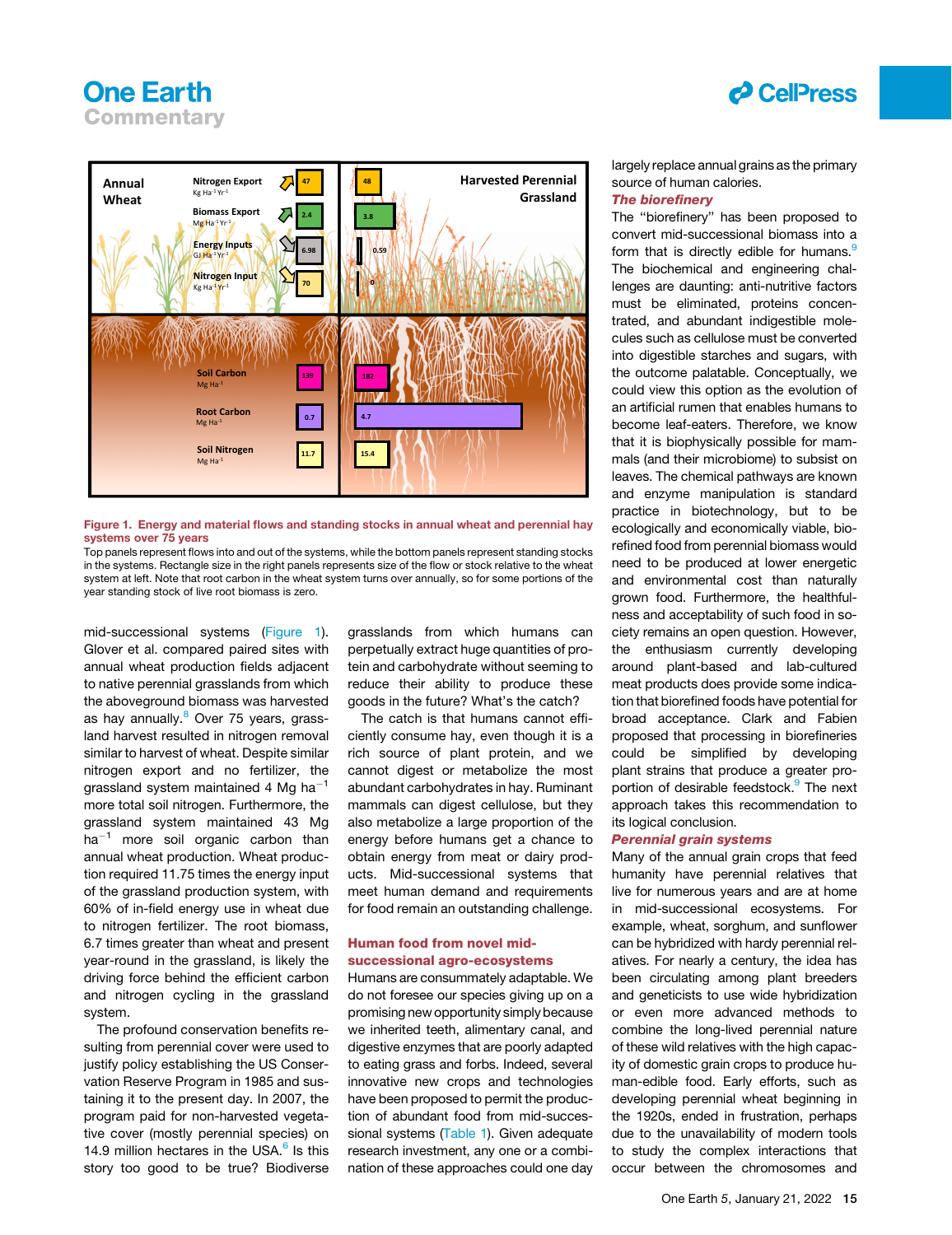Figure 1. Energy and material flows and standing stocks in annual wheat and perennial hay systems over 75 years

Top panels represent flows into and out of the systems, while the bottom panels represent standing stocks in the systems. Rectangle size in the right panels represents size of the flow or stock relative to the wheat system at left. Note that root carbon in the wheat system turns over annually, so for some portions of the year standing stock of live root biomass is zero.

mid-successional systems (Figure 1). Glover et al. compared paired sites with annual wheat production fields adjacent to native perennial grasslands from which the aboveground biomass was harvested as hay annually.[8] Over 75 years, grassland harvest resulted in nitrogen removal similar to harvest of wheat. Despite similar nitrogen export and no fertilizer, the grassland system maintained 4 Mg ha$^{-1}$ more total soil nitrogen. Furthermore, the grassland system maintained 43 Mg ha$^{-1}$ more soil organic carbon than annual wheat production. Wheat production required 11.75 times the energy input of the grassland production system, with 60% of in-field energy use in wheat due to nitrogen fertilizer. The root biomass, 6.7 times greater than wheat and present year-round in the grassland, is likely the driving force behind the efficient carbon and nitrogen cycling in the grassland system.

The profound conservation benefits resulting from perennial cover were used to justify policy establishing the US Conservation Reserve Program in 1985 and sustaining it to the present day. In 2007, the program paid for non-harvested vegetative cover (mostly perennial species) on 14.9 million hectares in the USA.[6] Is this story too good to be true? Biodiverse grasslands from which humans can perpetually extract huge quantities of protein and carbohydrate without seeming to reduce their ability to produce these goods in the future? What's the catch?

The catch is that humans cannot efficiently consume hay, even though it is a rich source of plant protein, and we cannot digest or metabolize the most abundant carbohydrates in hay. Ruminant mammals can digest cellulose, but they also metabolize a large proportion of the energy before humans get a chance to obtain energy from meat or dairy products. Mid-successional systems that meet human demand and requirements for food remain an outstanding challenge.

## Human food from novel mid-successional agro-ecosystems

Humans are consummately adaptable. We do not foresee our species giving up on a promising new opportunity simply because we inherited teeth, alimentary canal, and digestive enzymes that are poorly adapted to eating grass and forbs. Indeed, several innovative new crops and technologies have been proposed to permit the production of abundant food from mid-successional systems (Table 1). Given adequate research investment, any one or a combination of these approaches could one day largely replace annual grains as the primary source of human calories.

### *The biorefinery*

The "biorefinery" has been proposed to convert mid-successional biomass into a form that is directly edible for humans.[9] The biochemical and engineering challenges are daunting: anti-nutritive factors must be eliminated, proteins concentrated, and abundant indigestible molecules such as cellulose must be converted into digestible starches and sugars, with the outcome palatable. Conceptually, we could view this option as the evolution of an artificial rumen that enables humans to become leaf-eaters. Therefore, we know that it is biophysically possible for mammals (and their microbiome) to subsist on leaves. The chemical pathways are known and enzyme manipulation is standard practice in biotechnology, but to be ecologically and economically viable, biorefined food from perennial biomass would need to be produced at lower energetic and environmental cost than naturally grown food. Furthermore, the healthfulness and acceptability of such food in society remains an open question. However, the enthusiasm currently developing around plant-based and lab-cultured meat products does provide some indication that biorefined foods have potential for broad acceptance. Clark and Fabien proposed that processing in biorefineries could be simplified by developing plant strains that produce a greater proportion of desirable feedstock.[9] The next approach takes this recommendation to its logical conclusion.

### *Perennial grain systems*

Many of the annual grain crops that feed humanity have perennial relatives that live for numerous years and are at home in mid-successional ecosystems. For example, wheat, sorghum, and sunflower can be hybridized with hardy perennial relatives. For nearly a century, the idea has been circulating among plant breeders and geneticists to use wide hybridization or even more advanced methods to combine the long-lived perennial nature of these wild relatives with the high capacity of domestic grain crops to produce human-edible food. Early efforts, such as developing perennial wheat beginning in the 1920s, ended in frustration, perhaps due to the unavailability of modern tools to study the complex interactions that occur between the chromosomes and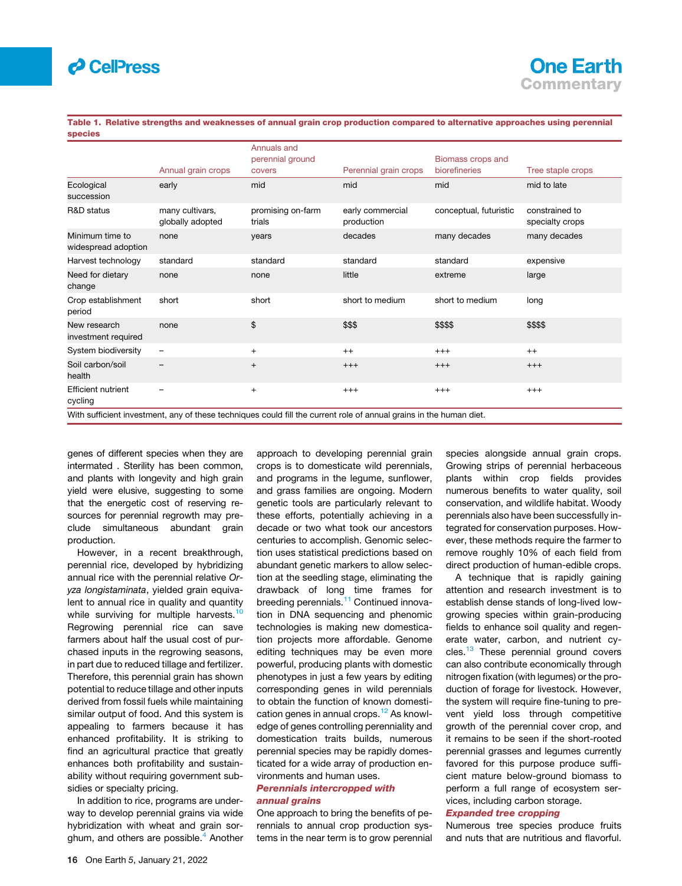**Table 1. Relative strengths and weaknesses of annual grain crop production compared to alternative approaches using perennial species**

| | Annual grain crops | Annuals and perennial ground covers | Perennial grain crops | Biomass crops and biorefineries | Tree staple crops |
|---|---|---|---|---|---|
| Ecological succession | early | mid | mid | mid | mid to late |
| R&D status | many cultivars, globally adopted | promising on-farm trials | early commercial production | conceptual, futuristic | constrained to specialty crops |
| Minimum time to widespread adoption | none | years | decades | many decades | many decades |
| Harvest technology | standard | standard | standard | standard | expensive |
| Need for dietary change | none | none | little | extreme | large |
| Crop establishment period | short | short | short to medium | short to medium | long |
| New research investment required | none | $ | $$$ | $$$$ | $$$$ |
| System biodiversity | – | + | ++ | +++ | ++ |
| Soil carbon/soil health | – | + | +++ | +++ | +++ |
| Efficient nutrient cycling | – | + | +++ | +++ | +++ |

With sufficient investment, any of these techniques could fill the current role of annual grains in the human diet.

genes of different species when they are intermated . Sterility has been common, and plants with longevity and high grain yield were elusive, suggesting to some that the energetic cost of reserving resources for perennial regrowth may preclude simultaneous abundant grain production.

However, in a recent breakthrough, perennial rice, developed by hybridizing annual rice with the perennial relative *Oryza longistaminata*, yielded grain equivalent to annual rice in quality and quantity while surviving for multiple harvests.[10] Regrowing perennial rice can save farmers about half the usual cost of purchased inputs in the regrowing seasons, in part due to reduced tillage and fertilizer. Therefore, this perennial grain has shown potential to reduce tillage and other inputs derived from fossil fuels while maintaining similar output of food. And this system is appealing to farmers because it has enhanced profitability. It is striking to find an agricultural practice that greatly enhances both profitability and sustainability without requiring government subsidies or specialty pricing.

In addition to rice, programs are underway to develop perennial grains via wide hybridization with wheat and grain sorghum, and others are possible.[4] Another approach to developing perennial grain crops is to domesticate wild perennials, and programs in the legume, sunflower, and grass families are ongoing. Modern genetic tools are particularly relevant to these efforts, potentially achieving in a decade or two what took our ancestors centuries to accomplish. Genomic selection uses statistical predictions based on abundant genetic markers to allow selection at the seedling stage, eliminating the drawback of long time frames for breeding perennials.[11] Continued innovation in DNA sequencing and phenomic technologies is making new domestication projects more affordable. Genome editing techniques may be even more powerful, producing plants with domestic phenotypes in just a few years by editing corresponding genes in wild perennials to obtain the function of known domestication genes in annual crops.[12] As knowledge of genes controlling perenniality and domestication traits builds, numerous perennial species may be rapidly domesticated for a wide array of production environments and human uses.

### *Perennials intercropped with annual grains*

One approach to bring the benefits of perennials to annual crop production systems in the near term is to grow perennial species alongside annual grain crops. Growing strips of perennial herbaceous plants within crop fields provides numerous benefits to water quality, soil conservation, and wildlife habitat. Woody perennials also have been successfully integrated for conservation purposes. However, these methods require the farmer to remove roughly 10% of each field from direct production of human-edible crops.

A technique that is rapidly gaining attention and research investment is to establish dense stands of long-lived low-growing species within grain-producing fields to enhance soil quality and regenerate water, carbon, and nutrient cycles.[13] These perennial ground covers can also contribute economically through nitrogen fixation (with legumes) or the production of forage for livestock. However, the system will require fine-tuning to prevent yield loss through competitive growth of the perennial cover crop, and it remains to be seen if the short-rooted perennial grasses and legumes currently favored for this purpose produce sufficient mature below-ground biomass to perform a full range of ecosystem services, including carbon storage.

### *Expanded tree cropping*

Numerous tree species produce fruits and nuts that are nutritious and flavorful.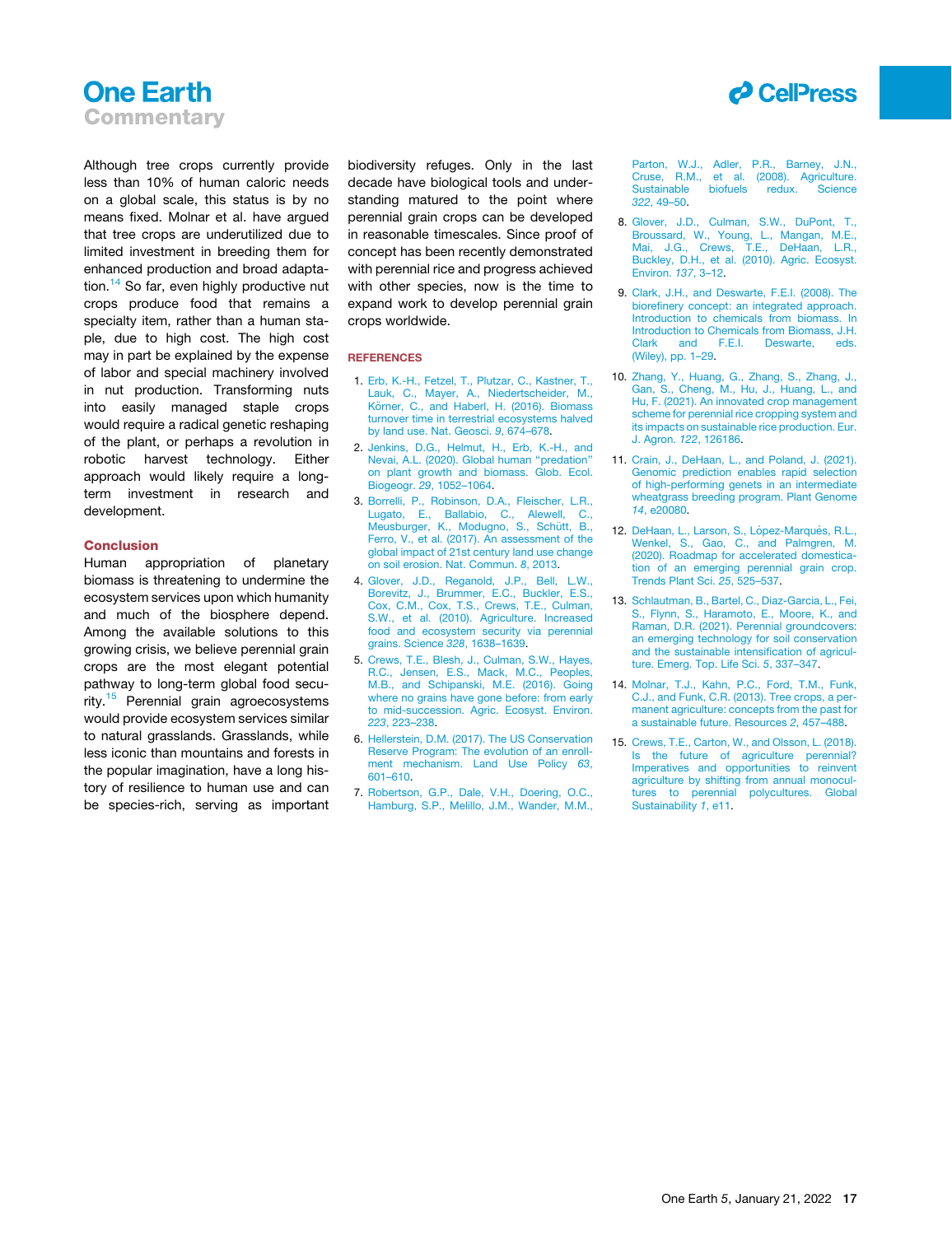Although tree crops currently provide less than 10% of human caloric needs on a global scale, this status is by no means fixed. Molnar et al. have argued that tree crops are underutilized due to limited investment in breeding them for enhanced production and broad adaptation.[14] So far, even highly productive nut crops produce food that remains a specialty item, rather than a human staple, due to high cost. The high cost may in part be explained by the expense of labor and special machinery involved in nut production. Transforming nuts into easily managed staple crops would require a radical genetic reshaping of the plant, or perhaps a revolution in robotic harvest technology. Either approach would likely require a long-term investment in research and development.

## Conclusion

Human appropriation of planetary biomass is threatening to undermine the ecosystem services upon which humanity and much of the biosphere depend. Among the available solutions to this growing crisis, we believe perennial grain crops are the most elegant potential pathway to long-term global food security.[15] Perennial grain agroecosystems would provide ecosystem services similar to natural grasslands. Grasslands, while less iconic than mountains and forests in the popular imagination, have a long history of resilience to human use and can be species-rich, serving as important biodiversity refuges. Only in the last decade have biological tools and understanding matured to the point where perennial grain crops can be developed in reasonable timescales. Since proof of concept has been recently demonstrated with perennial rice and progress achieved with other species, now is the time to expand work to develop perennial grain crops worldwide.

## REFERENCES

1. Erb, K.-H., Fetzel, T., Plutzar, C., Kastner, T., Lauk, C., Mayer, A., Niedertscheider, M., Körner, C., and Haberl, H. (2016). Biomass turnover time in terrestrial ecosystems halved by land use. Nat. Geosci. *9*, 674–678.
2. Jenkins, D.G., Helmut, H., Erb, K.-H., and Nevai, A.L. (2020). Global human "predation" on plant growth and biomass. Glob. Ecol. Biogeogr. *29*, 1052–1064.
3. Borrelli, P., Robinson, D.A., Fleischer, L.R., Lugato, E., Ballabio, C., Alewell, C., Meusburger, K., Modugno, S., Schütt, B., Ferro, V., et al. (2017). An assessment of the global impact of 21st century land use change on soil erosion. Nat. Commun. *8*, 2013.
4. Glover, J.D., Reganold, J.P., Bell, L.W., Borevitz, J., Brummer, E.C., Buckler, E.S., Cox, C.M., Cox, T.S., Crews, T.E., Culman, S.W., et al. (2010). Agriculture. Increased food and ecosystem security via perennial grains. Science *328*, 1638–1639.
5. Crews, T.E., Blesh, J., Culman, S.W., Hayes, R.C., Jensen, E.S., Mack, M.C., Peoples, M.B., and Schipanski, M.E. (2016). Going where no grains have gone before: from early to mid-succession. Agric. Ecosyst. Environ. *223*, 223–238.
6. Hellerstein, D.M. (2017). The US Conservation Reserve Program: The evolution of an enrollment mechanism. Land Use Policy *63*, 601–610.
7. Robertson, G.P., Dale, V.H., Doering, O.C., Hamburg, S.P., Melillo, J.M., Wander, M.M., Parton, W.J., Adler, P.R., Barney, J.N., Cruse, R.M., et al. (2008). Agriculture. Sustainable biofuels redux. Science *322*, 49–50.
8. Glover, J.D., Culman, S.W., DuPont, T., Broussard, W., Young, L., Mangan, M.E., Mai, J.G., Crews, T.E., DeHaan, L.R., Buckley, D.H., et al. (2010). Agric. Ecosyst. Environ. *137*, 3–12.
9. Clark, J.H., and Deswarte, F.E.I. (2008). The biorefinery concept: an integrated approach. Introduction to chemicals from biomass. In Introduction to Chemicals from Biomass, J.H. Clark and F.E.I. Deswarte, eds. (Wiley), pp. 1–29.
10. Zhang, Y., Huang, G., Zhang, S., Zhang, J., Gan, S., Cheng, M., Hu, J., Huang, L., and Hu, F. (2021). An innovated crop management scheme for perennial rice cropping system and its impacts on sustainable rice production. Eur. J. Agron. *122*, 126186.
11. Crain, J., DeHaan, L., and Poland, J. (2021). Genomic prediction enables rapid selection of high-performing genets in an intermediate wheatgrass breeding program. Plant Genome *14*, e20080.
12. DeHaan, L., Larson, S., López-Marqués, R.L., Wenkel, S., Gao, C., and Palmgren, M. (2020). Roadmap for accelerated domestication of an emerging perennial grain crop. Trends Plant Sci. *25*, 525–537.
13. Schlautman, B., Bartel, C., Diaz-Garcia, L., Fei, S., Flynn, S., Haramoto, E., Moore, K., and Raman, D.R. (2021). Perennial groundcovers: an emerging technology for soil conservation and the sustainable intensification of agriculture. Emerg. Top. Life Sci. *5*, 337–347.
14. Molnar, T.J., Kahn, P.C., Ford, T.M., Funk, C.J., and Funk, C.R. (2013). Tree crops, a permanent agriculture: concepts from the past for a sustainable future. Resources *2*, 457–488.
15. Crews, T.E., Carton, W., and Olsson, L. (2018). Is the future of agriculture perennial? Imperatives and opportunities to reinvent agriculture by shifting from annual monocultures to perennial polycultures. Global Sustainability *1*, e11.